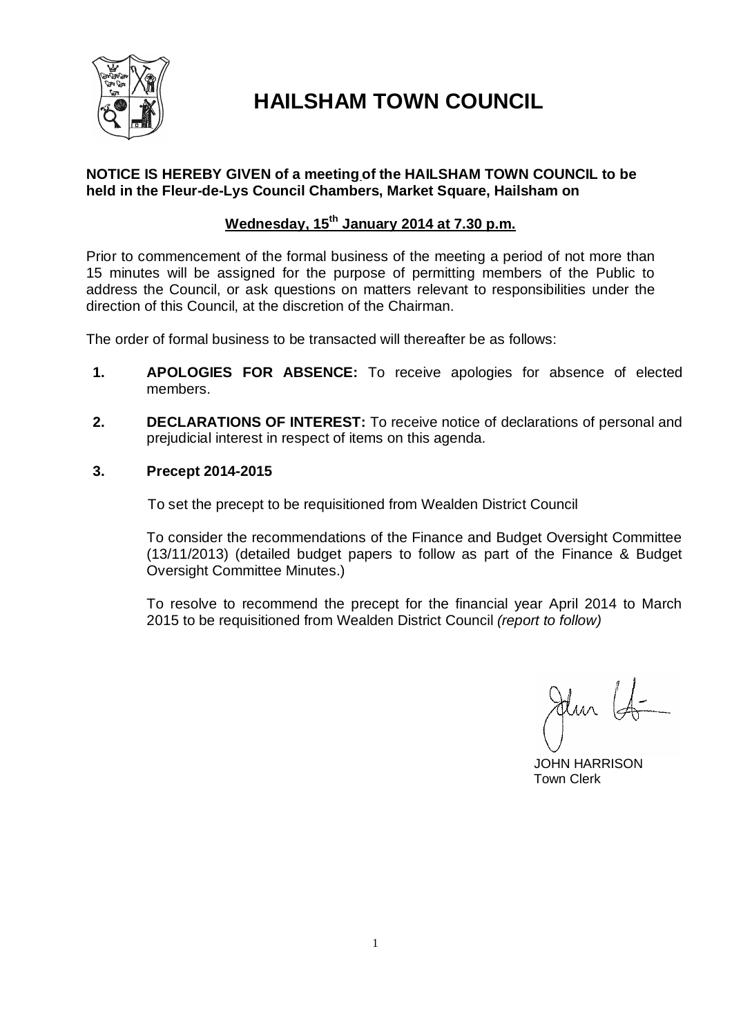# HAILSHAM TOWN COUNCIL

**NOTICE IS HEREBY GIVEN of a meeting of the HAILSHAM TOWN COUNCIL to be held in the Fleur-de-Lys Council Chambers, Market Square, Hailsham on**

**Wednesday, 15th January 2014 at 7.30 p.m.**

Prior to commencement of the formal business of the meeting a period of not more than 15 minutes will be assigned for the purpose of permitting members of the Public to address the Council, or ask questions on matters relevant to responsibilities under the direction of this Council, at the discretion of the Chairman.

The order of formal business to be transacted will thereafter be as follows:

**1. APOLOGIES FOR ABSENCE:** To receive apologies for absence of elected members.

**2. DECLARATIONS OF INTEREST:** To receive notice of declarations of personal and prejudicial interest in respect of items on this agenda.

**3. Precept 2014-2015**

To set the precept to be requisitioned from Wealden District Council

To consider the recommendations of the Finance and Budget Oversight Committee (13/11/2013) (detailed budget papers to follow as part of the Finance & Budget Oversight Committee Minutes.)

To resolve to recommend the precept for the financial year April 2014 to March 2015 to be requisitioned from Wealden District Council *(report to follow)*

JOHN HARRISON
Town Clerk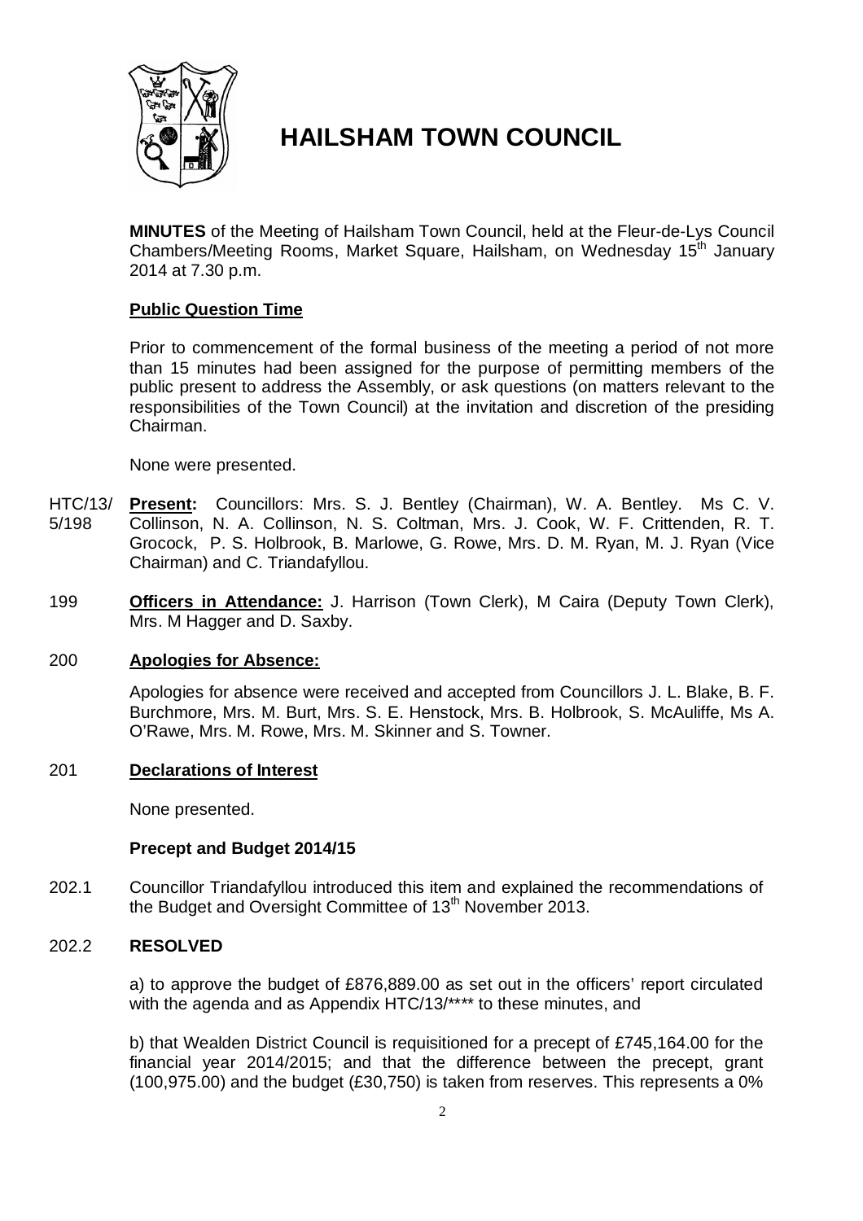# HAILSHAM TOWN COUNCIL

**MINUTES** of the Meeting of Hailsham Town Council, held at the Fleur-de-Lys Council Chambers/Meeting Rooms, Market Square, Hailsham, on Wednesday 15th January 2014 at 7.30 p.m.

**Public Question Time**

Prior to commencement of the formal business of the meeting a period of not more than 15 minutes had been assigned for the purpose of permitting members of the public present to address the Assembly, or ask questions (on matters relevant to the responsibilities of the Town Council) at the invitation and discretion of the presiding Chairman.

None were presented.

HTC/13/5/198 **Present:** Councillors: Mrs. S. J. Bentley (Chairman), W. A. Bentley. Ms C. V. Collinson, N. A. Collinson, N. S. Coltman, Mrs. J. Cook, W. F. Crittenden, R. T. Grocock, P. S. Holbrook, B. Marlowe, G. Rowe, Mrs. D. M. Ryan, M. J. Ryan (Vice Chairman) and C. Triandafyllou.

199 **Officers in Attendance:** J. Harrison (Town Clerk), M Caira (Deputy Town Clerk), Mrs. M Hagger and D. Saxby.

200 **Apologies for Absence:**

Apologies for absence were received and accepted from Councillors J. L. Blake, B. F. Burchmore, Mrs. M. Burt, Mrs. S. E. Henstock, Mrs. B. Holbrook, S. McAuliffe, Ms A. O'Rawe, Mrs. M. Rowe, Mrs. M. Skinner and S. Towner.

201 **Declarations of Interest**

None presented.

**Precept and Budget 2014/15**

202.1 Councillor Triandafyllou introduced this item and explained the recommendations of the Budget and Oversight Committee of 13th November 2013.

202.2 **RESOLVED**

a) to approve the budget of £876,889.00 as set out in the officers' report circulated with the agenda and as Appendix HTC/13/**** to these minutes, and

b) that Wealden District Council is requisitioned for a precept of £745,164.00 for the financial year 2014/2015; and that the difference between the precept, grant (100,975.00) and the budget (£30,750) is taken from reserves. This represents a 0%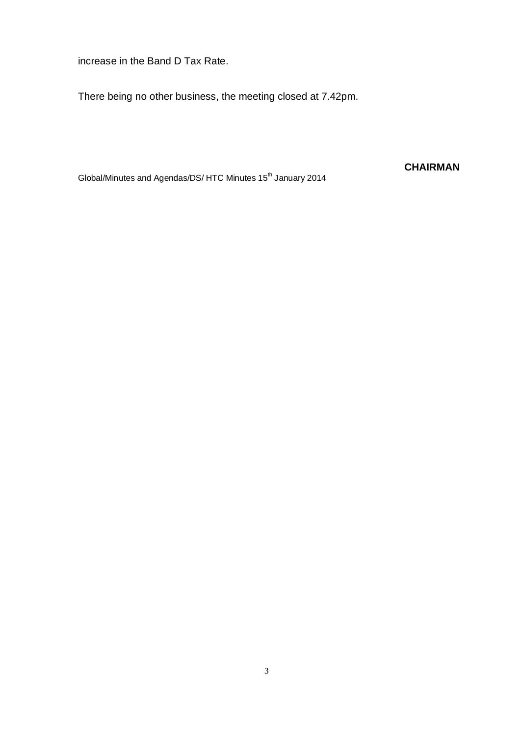increase in the Band D Tax Rate.

There being no other business, the meeting closed at 7.42pm.

**CHAIRMAN**

Global/Minutes and Agendas/DS/ HTC Minutes 15th January 2014